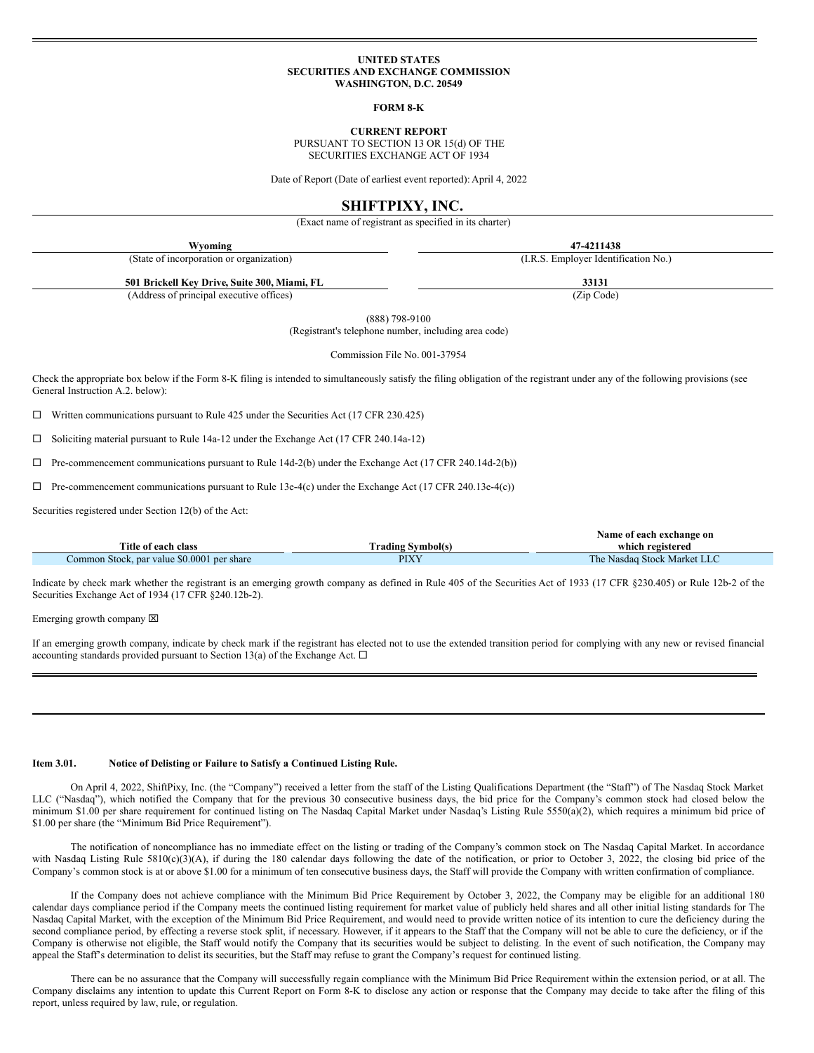**UNITED STATES**
**SECURITIES AND EXCHANGE COMMISSION**
**WASHINGTON, D.C. 20549**

**FORM 8-K**

**CURRENT REPORT**
PURSUANT TO SECTION 13 OR 15(d) OF THE
SECURITIES EXCHANGE ACT OF 1934

Date of Report (Date of earliest event reported): April 4, 2022

# SHIFTPIXY, INC.

(Exact name of registrant as specified in its charter)

| **Wyoming** | **47-4211438** |
|---|---|
| (State of incorporation or organization) | (I.R.S. Employer Identification No.) |
| **501 Brickell Key Drive, Suite 300, Miami, FL** | **33131** |
| (Address of principal executive offices) | (Zip Code) |

(888) 798-9100
(Registrant's telephone number, including area code)

Commission File No. 001-37954

Check the appropriate box below if the Form 8-K filing is intended to simultaneously satisfy the filing obligation of the registrant under any of the following provisions (see General Instruction A.2. below):

☐ Written communications pursuant to Rule 425 under the Securities Act (17 CFR 230.425)

☐ Soliciting material pursuant to Rule 14a-12 under the Exchange Act (17 CFR 240.14a-12)

☐ Pre-commencement communications pursuant to Rule 14d-2(b) under the Exchange Act (17 CFR 240.14d-2(b))

☐ Pre-commencement communications pursuant to Rule 13e-4(c) under the Exchange Act (17 CFR 240.13e-4(c))

Securities registered under Section 12(b) of the Act:

| Title of each class | Trading Symbol(s) | Name of each exchange on which registered |
|---|---|---|
| Common Stock, par value $0.0001 per share | PIXY | The Nasdaq Stock Market LLC |

Indicate by check mark whether the registrant is an emerging growth company as defined in Rule 405 of the Securities Act of 1933 (17 CFR §230.405) or Rule 12b-2 of the Securities Exchange Act of 1934 (17 CFR §240.12b-2).

Emerging growth company ☒

If an emerging growth company, indicate by check mark if the registrant has elected not to use the extended transition period for complying with any new or revised financial accounting standards provided pursuant to Section 13(a) of the Exchange Act. ☐

**Item 3.01. Notice of Delisting or Failure to Satisfy a Continued Listing Rule.**

On April 4, 2022, ShiftPixy, Inc. (the "Company") received a letter from the staff of the Listing Qualifications Department (the "Staff") of The Nasdaq Stock Market LLC ("Nasdaq"), which notified the Company that for the previous 30 consecutive business days, the bid price for the Company's common stock had closed below the minimum $1.00 per share requirement for continued listing on The Nasdaq Capital Market under Nasdaq's Listing Rule 5550(a)(2), which requires a minimum bid price of $1.00 per share (the "Minimum Bid Price Requirement").

The notification of noncompliance has no immediate effect on the listing or trading of the Company's common stock on The Nasdaq Capital Market. In accordance with Nasdaq Listing Rule 5810(c)(3)(A), if during the 180 calendar days following the date of the notification, or prior to October 3, 2022, the closing bid price of the Company's common stock is at or above $1.00 for a minimum of ten consecutive business days, the Staff will provide the Company with written confirmation of compliance.

If the Company does not achieve compliance with the Minimum Bid Price Requirement by October 3, 2022, the Company may be eligible for an additional 180 calendar days compliance period if the Company meets the continued listing requirement for market value of publicly held shares and all other initial listing standards for The Nasdaq Capital Market, with the exception of the Minimum Bid Price Requirement, and would need to provide written notice of its intention to cure the deficiency during the second compliance period, by effecting a reverse stock split, if necessary. However, if it appears to the Staff that the Company will not be able to cure the deficiency, or if the Company is otherwise not eligible, the Staff would notify the Company that its securities would be subject to delisting. In the event of such notification, the Company may appeal the Staff's determination to delist its securities, but the Staff may refuse to grant the Company's request for continued listing.

There can be no assurance that the Company will successfully regain compliance with the Minimum Bid Price Requirement within the extension period, or at all. The Company disclaims any intention to update this Current Report on Form 8-K to disclose any action or response that the Company may decide to take after the filing of this report, unless required by law, rule, or regulation.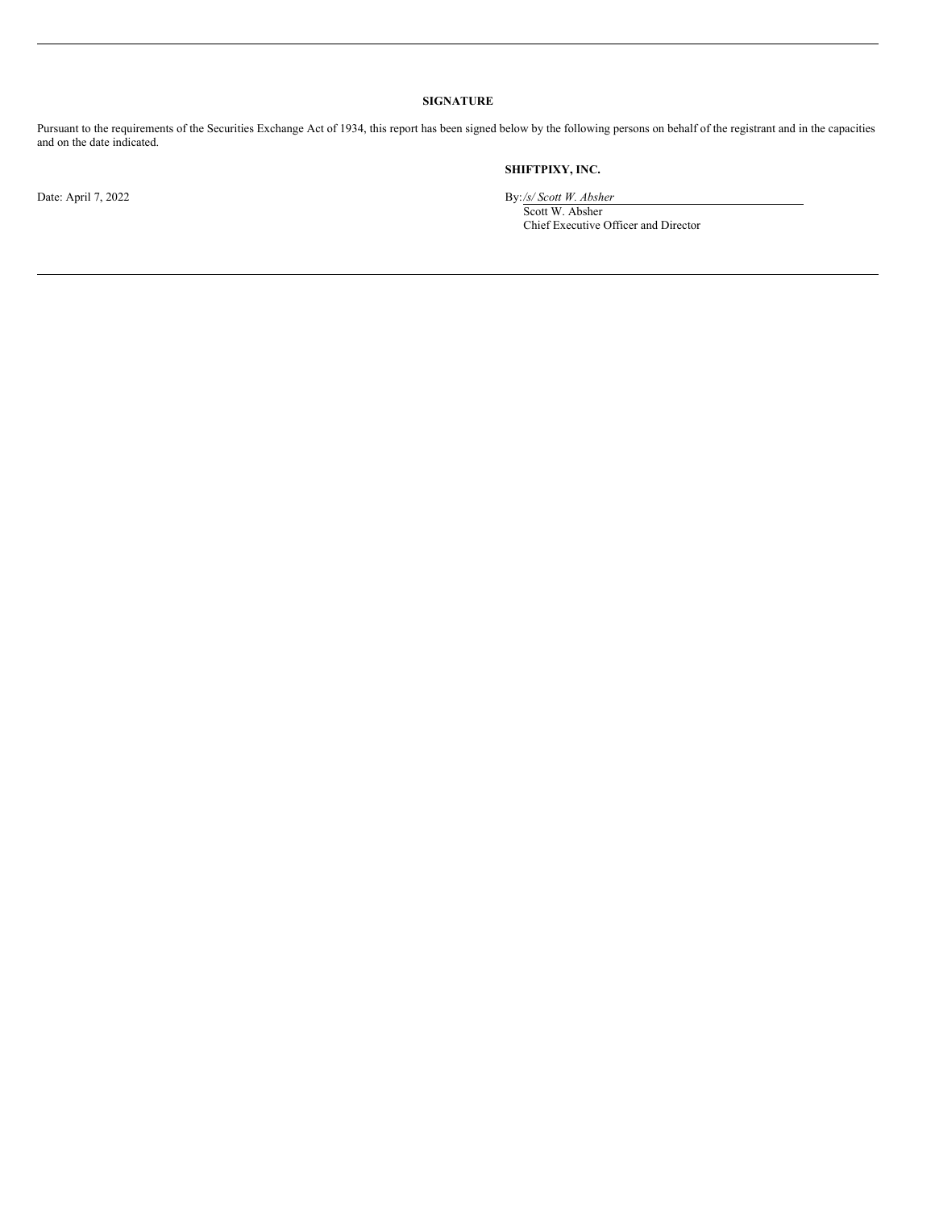## SIGNATURE

Pursuant to the requirements of the Securities Exchange Act of 1934, this report has been signed below by the following persons on behalf of the registrant and in the capacities and on the date indicated.

**SHIFTPIXY, INC.**

Date: April 7, 2022

By: */s/ Scott W. Absher*
Scott W. Absher
Chief Executive Officer and Director